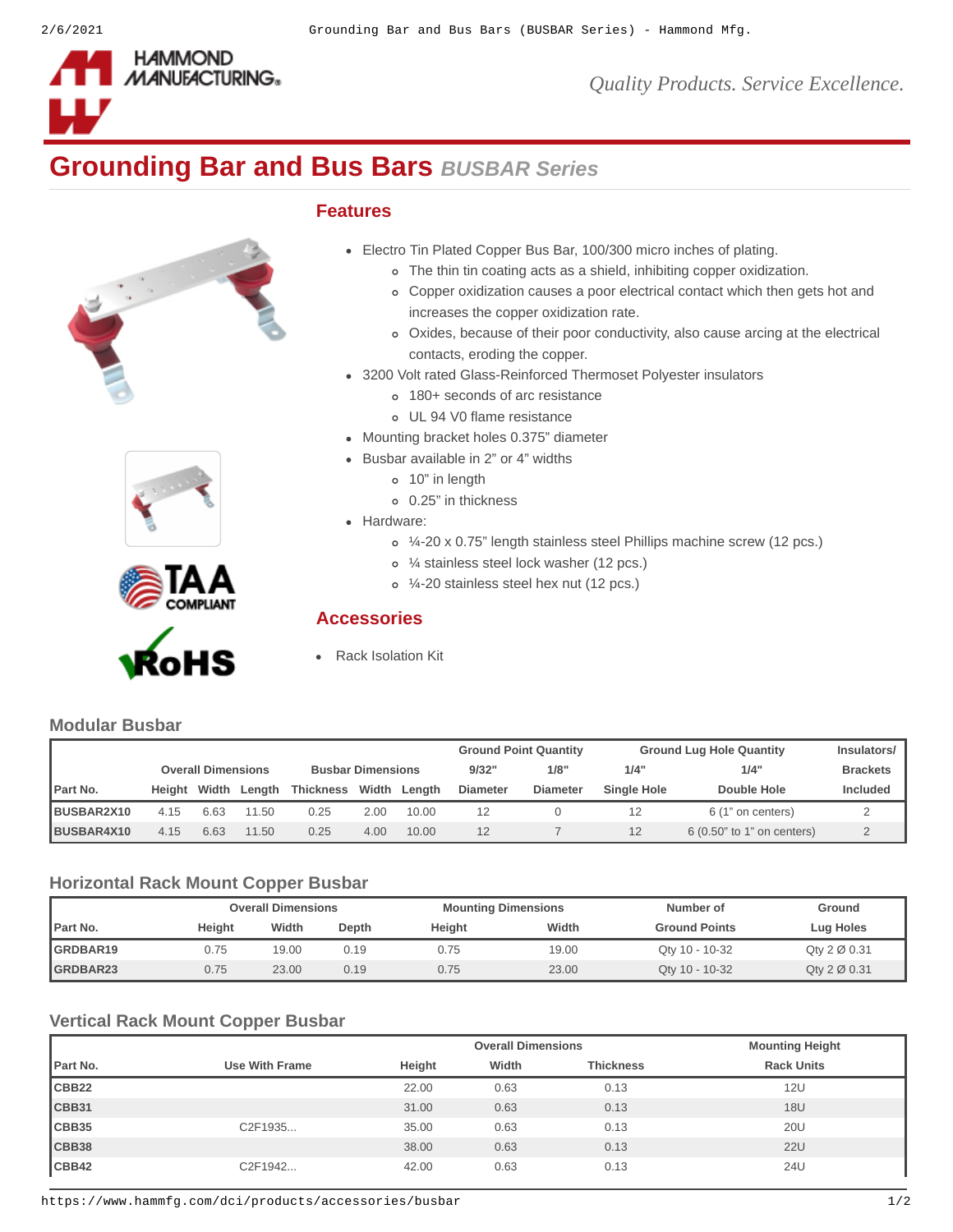# Grounding Bar and Bus Bars *BUSBAR Series*

*Quality Products. Service Excellence.*

## Features

- Electro Tin Plated Copper Bus Bar, 100/300 micro inches of plating.
  - The thin tin coating acts as a shield, inhibiting copper oxidization.
  - Copper oxidization causes a poor electrical contact which then gets hot and increases the copper oxidization rate.
  - Oxides, because of their poor conductivity, also cause arcing at the electrical contacts, eroding the copper.
- 3200 Volt rated Glass-Reinforced Thermoset Polyester insulators
  - 180+ seconds of arc resistance
  - UL 94 V0 flame resistance
- Mounting bracket holes 0.375" diameter
- Busbar available in 2" or 4" widths
  - 10" in length
  - 0.25" in thickness
- Hardware:
  - ¼-20 x 0.75" length stainless steel Phillips machine screw (12 pcs.)
  - ¼ stainless steel lock washer (12 pcs.)
  - ¼-20 stainless steel hex nut (12 pcs.)

## Accessories

- Rack Isolation Kit

### Modular Busbar

| Part No. | Overall Dimensions | | | Busbar Dimensions | | | Ground Point Quantity | | Ground Lug Hole Quantity | | Insulators/ Brackets Included |
|---|---|---|---|---|---|---|---|---|---|---|---|
| | Height | Width | Length | Thickness | Width | Length | 9/32" Diameter | 1/8" Diameter | 1/4" Single Hole | 1/4" Double Hole | |
| BUSBAR2X10 | 4.15 | 6.63 | 11.50 | 0.25 | 2.00 | 10.00 | 12 | 0 | 12 | 6 (1" on centers) | 2 |
| BUSBAR4X10 | 4.15 | 6.63 | 11.50 | 0.25 | 4.00 | 10.00 | 12 | 7 | 12 | 6 (0.50" to 1" on centers) | 2 |

### Horizontal Rack Mount Copper Busbar

| Part No. | Overall Dimensions | | | Mounting Dimensions | | Number of Ground Points | Ground Lug Holes |
|---|---|---|---|---|---|---|---|
| | Height | Width | Depth | Height | Width | | |
| GRDBAR19 | 0.75 | 19.00 | 0.19 | 0.75 | 19.00 | Qty 10 - 10-32 | Qty 2 Ø 0.31 |
| GRDBAR23 | 0.75 | 23.00 | 0.19 | 0.75 | 23.00 | Qty 10 - 10-32 | Qty 2 Ø 0.31 |

### Vertical Rack Mount Copper Busbar

| Part No. | Use With Frame | Overall Dimensions | | | Mounting Height |
|---|---|---|---|---|---|
| | | Height | Width | Thickness | Rack Units |
| CBB22 | | 22.00 | 0.63 | 0.13 | 12U |
| CBB31 | | 31.00 | 0.63 | 0.13 | 18U |
| CBB35 | C2F1935... | 35.00 | 0.63 | 0.13 | 20U |
| CBB38 | | 38.00 | 0.63 | 0.13 | 22U |
| CBB42 | C2F1942... | 42.00 | 0.63 | 0.13 | 24U |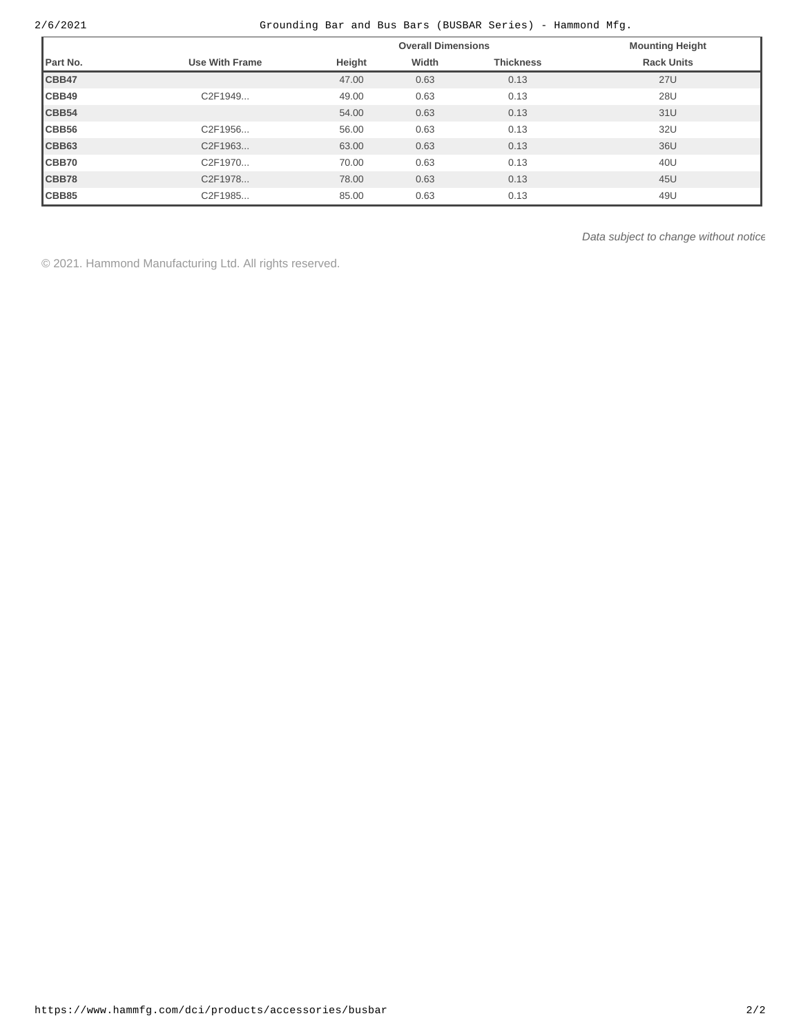| | | Overall Dimensions | | | Mounting Height |
|---|---|---|---|---|---|
| Part No. | Use With Frame | Height | Width | Thickness | Rack Units |
| **CBB47** | | 47.00 | 0.63 | 0.13 | 27U |
| **CBB49** | C2F1949... | 49.00 | 0.63 | 0.13 | 28U |
| **CBB54** | | 54.00 | 0.63 | 0.13 | 31U |
| **CBB56** | C2F1956... | 56.00 | 0.63 | 0.13 | 32U |
| **CBB63** | C2F1963... | 63.00 | 0.63 | 0.13 | 36U |
| **CBB70** | C2F1970... | 70.00 | 0.63 | 0.13 | 40U |
| **CBB78** | C2F1978... | 78.00 | 0.63 | 0.13 | 45U |
| **CBB85** | C2F1985... | 85.00 | 0.63 | 0.13 | 49U |

*Data subject to change without notice*

© 2021. Hammond Manufacturing Ltd. All rights reserved.